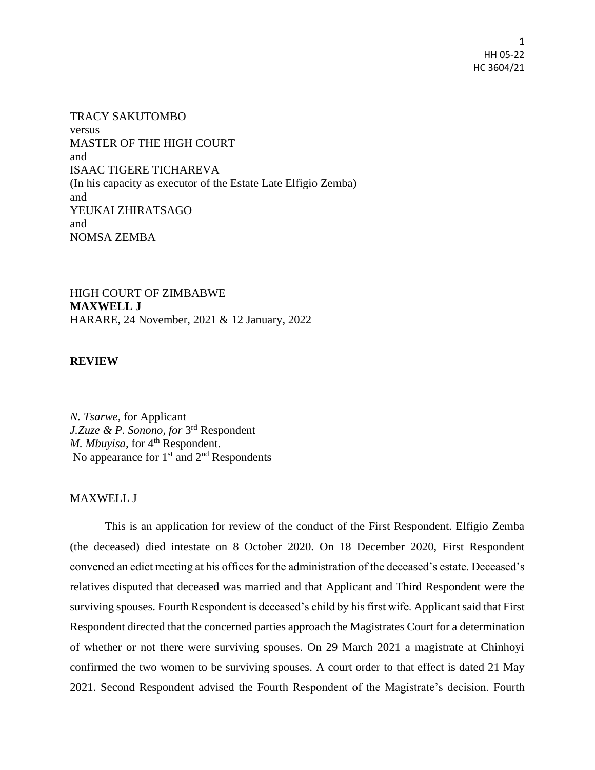TRACY SAKUTOMBO
versus
MASTER OF THE HIGH COURT
and
ISAAC TIGERE TICHAREVA
(In his capacity as executor of the Estate Late Elfigio Zemba)
and
YEUKAI ZHIRATSAGO
and
NOMSA ZEMBA

HIGH COURT OF ZIMBABWE
**MAXWELL J**
HARARE, 24 November, 2021 & 12 January, 2022

**REVIEW**

*N. Tsarwe*, for Applicant
*J.Zuze & P. Sonono, for* 3rd Respondent
*M. Mbuyisa*, for 4th Respondent.
No appearance for 1st and 2nd Respondents

MAXWELL J

This is an application for review of the conduct of the First Respondent. Elfigio Zemba (the deceased) died intestate on 8 October 2020. On 18 December 2020, First Respondent convened an edict meeting at his offices for the administration of the deceased's estate. Deceased's relatives disputed that deceased was married and that Applicant and Third Respondent were the surviving spouses. Fourth Respondent is deceased's child by his first wife. Applicant said that First Respondent directed that the concerned parties approach the Magistrates Court for a determination of whether or not there were surviving spouses. On 29 March 2021 a magistrate at Chinhoyi confirmed the two women to be surviving spouses. A court order to that effect is dated 21 May 2021. Second Respondent advised the Fourth Respondent of the Magistrate's decision. Fourth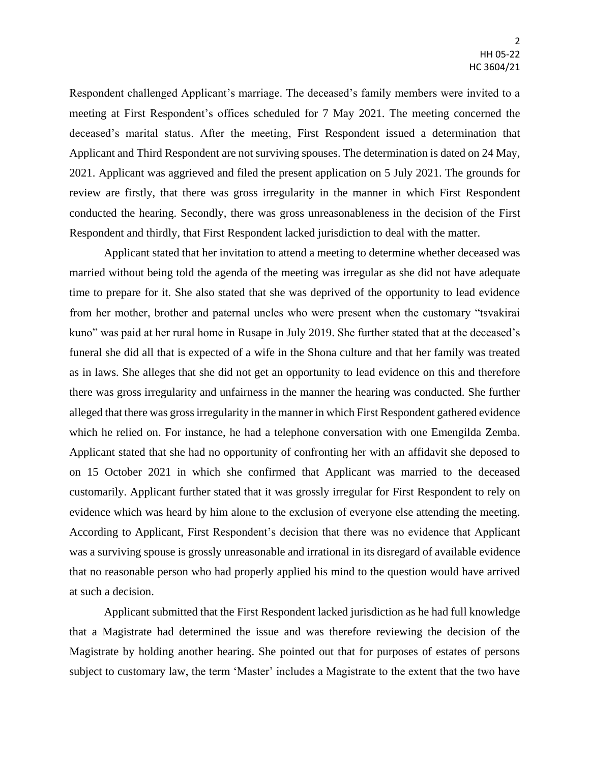Respondent challenged Applicant's marriage. The deceased's family members were invited to a meeting at First Respondent's offices scheduled for 7 May 2021. The meeting concerned the deceased's marital status. After the meeting, First Respondent issued a determination that Applicant and Third Respondent are not surviving spouses. The determination is dated on 24 May, 2021. Applicant was aggrieved and filed the present application on 5 July 2021. The grounds for review are firstly, that there was gross irregularity in the manner in which First Respondent conducted the hearing. Secondly, there was gross unreasonableness in the decision of the First Respondent and thirdly, that First Respondent lacked jurisdiction to deal with the matter.

Applicant stated that her invitation to attend a meeting to determine whether deceased was married without being told the agenda of the meeting was irregular as she did not have adequate time to prepare for it. She also stated that she was deprived of the opportunity to lead evidence from her mother, brother and paternal uncles who were present when the customary "tsvakirai kuno" was paid at her rural home in Rusape in July 2019. She further stated that at the deceased's funeral she did all that is expected of a wife in the Shona culture and that her family was treated as in laws. She alleges that she did not get an opportunity to lead evidence on this and therefore there was gross irregularity and unfairness in the manner the hearing was conducted. She further alleged that there was gross irregularity in the manner in which First Respondent gathered evidence which he relied on. For instance, he had a telephone conversation with one Emengilda Zemba. Applicant stated that she had no opportunity of confronting her with an affidavit she deposed to on 15 October 2021 in which she confirmed that Applicant was married to the deceased customarily. Applicant further stated that it was grossly irregular for First Respondent to rely on evidence which was heard by him alone to the exclusion of everyone else attending the meeting. According to Applicant, First Respondent's decision that there was no evidence that Applicant was a surviving spouse is grossly unreasonable and irrational in its disregard of available evidence that no reasonable person who had properly applied his mind to the question would have arrived at such a decision.

Applicant submitted that the First Respondent lacked jurisdiction as he had full knowledge that a Magistrate had determined the issue and was therefore reviewing the decision of the Magistrate by holding another hearing. She pointed out that for purposes of estates of persons subject to customary law, the term 'Master' includes a Magistrate to the extent that the two have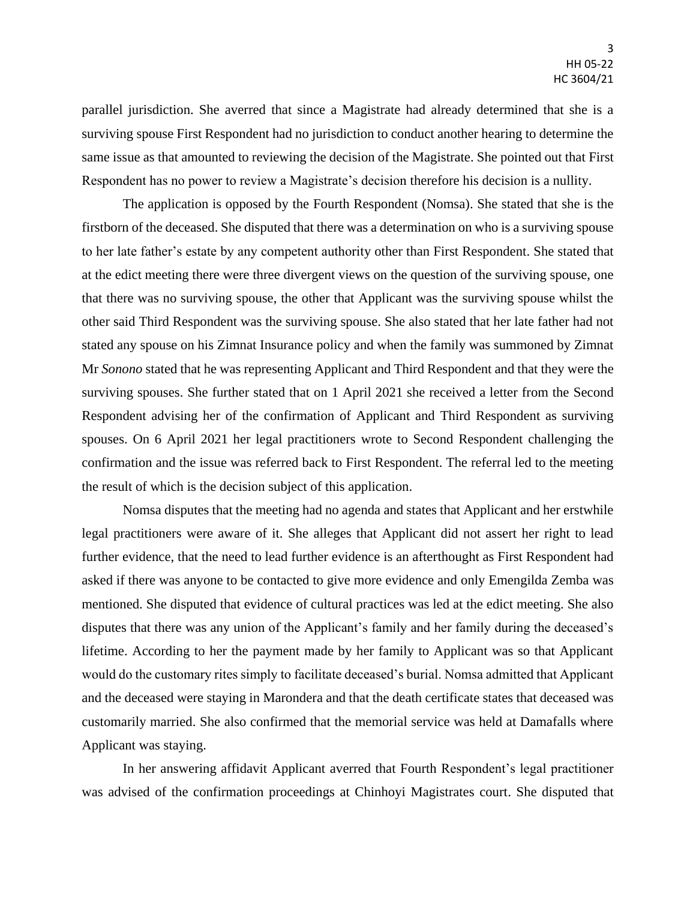parallel jurisdiction. She averred that since a Magistrate had already determined that she is a surviving spouse First Respondent had no jurisdiction to conduct another hearing to determine the same issue as that amounted to reviewing the decision of the Magistrate. She pointed out that First Respondent has no power to review a Magistrate's decision therefore his decision is a nullity.

The application is opposed by the Fourth Respondent (Nomsa). She stated that she is the firstborn of the deceased. She disputed that there was a determination on who is a surviving spouse to her late father's estate by any competent authority other than First Respondent. She stated that at the edict meeting there were three divergent views on the question of the surviving spouse, one that there was no surviving spouse, the other that Applicant was the surviving spouse whilst the other said Third Respondent was the surviving spouse. She also stated that her late father had not stated any spouse on his Zimnat Insurance policy and when the family was summoned by Zimnat Mr *Sonono* stated that he was representing Applicant and Third Respondent and that they were the surviving spouses. She further stated that on 1 April 2021 she received a letter from the Second Respondent advising her of the confirmation of Applicant and Third Respondent as surviving spouses. On 6 April 2021 her legal practitioners wrote to Second Respondent challenging the confirmation and the issue was referred back to First Respondent. The referral led to the meeting the result of which is the decision subject of this application.

Nomsa disputes that the meeting had no agenda and states that Applicant and her erstwhile legal practitioners were aware of it. She alleges that Applicant did not assert her right to lead further evidence, that the need to lead further evidence is an afterthought as First Respondent had asked if there was anyone to be contacted to give more evidence and only Emengilda Zemba was mentioned. She disputed that evidence of cultural practices was led at the edict meeting. She also disputes that there was any union of the Applicant's family and her family during the deceased's lifetime. According to her the payment made by her family to Applicant was so that Applicant would do the customary rites simply to facilitate deceased's burial. Nomsa admitted that Applicant and the deceased were staying in Marondera and that the death certificate states that deceased was customarily married. She also confirmed that the memorial service was held at Damafalls where Applicant was staying.

In her answering affidavit Applicant averred that Fourth Respondent's legal practitioner was advised of the confirmation proceedings at Chinhoyi Magistrates court. She disputed that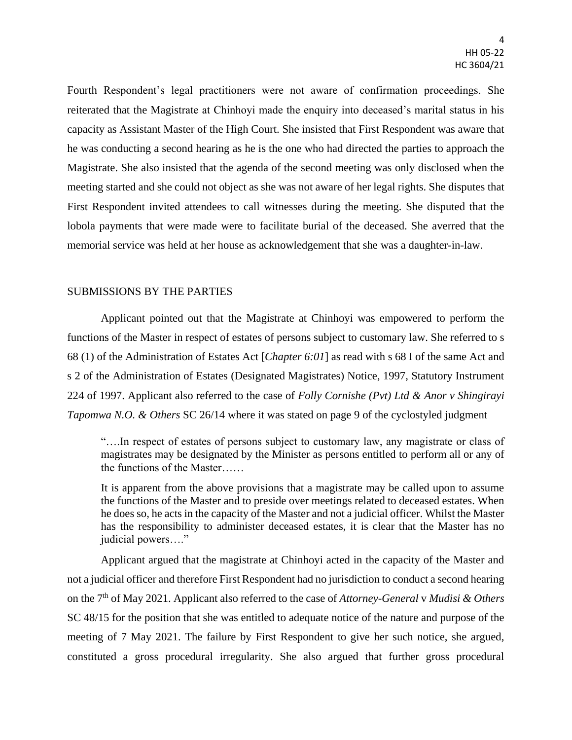Fourth Respondent's legal practitioners were not aware of confirmation proceedings. She reiterated that the Magistrate at Chinhoyi made the enquiry into deceased's marital status in his capacity as Assistant Master of the High Court. She insisted that First Respondent was aware that he was conducting a second hearing as he is the one who had directed the parties to approach the Magistrate. She also insisted that the agenda of the second meeting was only disclosed when the meeting started and she could not object as she was not aware of her legal rights. She disputes that First Respondent invited attendees to call witnesses during the meeting. She disputed that the lobola payments that were made were to facilitate burial of the deceased. She averred that the memorial service was held at her house as acknowledgement that she was a daughter-in-law.

## SUBMISSIONS BY THE PARTIES

Applicant pointed out that the Magistrate at Chinhoyi was empowered to perform the functions of the Master in respect of estates of persons subject to customary law. She referred to s 68 (1) of the Administration of Estates Act [*Chapter 6:01*] as read with s 68 I of the same Act and s 2 of the Administration of Estates (Designated Magistrates) Notice, 1997, Statutory Instrument 224 of 1997. Applicant also referred to the case of *Folly Cornishe (Pvt) Ltd & Anor v Shingirayi Tapomwa N.O. & Others* SC 26/14 where it was stated on page 9 of the cyclostyled judgment

> "….In respect of estates of persons subject to customary law, any magistrate or class of magistrates may be designated by the Minister as persons entitled to perform all or any of the functions of the Master……
>
> It is apparent from the above provisions that a magistrate may be called upon to assume the functions of the Master and to preside over meetings related to deceased estates. When he does so, he acts in the capacity of the Master and not a judicial officer. Whilst the Master has the responsibility to administer deceased estates, it is clear that the Master has no judicial powers…."

Applicant argued that the magistrate at Chinhoyi acted in the capacity of the Master and not a judicial officer and therefore First Respondent had no jurisdiction to conduct a second hearing on the 7th of May 2021. Applicant also referred to the case of *Attorney-General* v *Mudisi & Others* SC 48/15 for the position that she was entitled to adequate notice of the nature and purpose of the meeting of 7 May 2021. The failure by First Respondent to give her such notice, she argued, constituted a gross procedural irregularity. She also argued that further gross procedural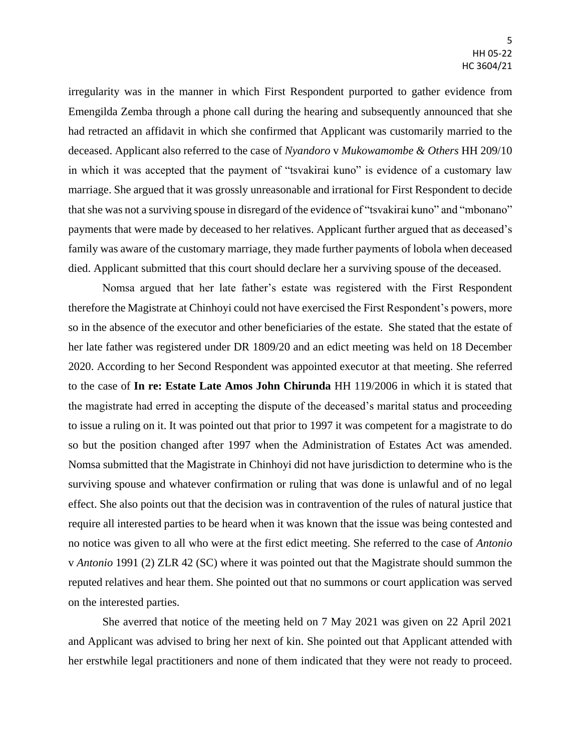irregularity was in the manner in which First Respondent purported to gather evidence from Emengilda Zemba through a phone call during the hearing and subsequently announced that she had retracted an affidavit in which she confirmed that Applicant was customarily married to the deceased. Applicant also referred to the case of *Nyandoro* v *Mukowamombe & Others* HH 209/10 in which it was accepted that the payment of "tsvakirai kuno" is evidence of a customary law marriage. She argued that it was grossly unreasonable and irrational for First Respondent to decide that she was not a surviving spouse in disregard of the evidence of "tsvakirai kuno" and "mbonano" payments that were made by deceased to her relatives. Applicant further argued that as deceased's family was aware of the customary marriage, they made further payments of lobola when deceased died. Applicant submitted that this court should declare her a surviving spouse of the deceased.

Nomsa argued that her late father's estate was registered with the First Respondent therefore the Magistrate at Chinhoyi could not have exercised the First Respondent's powers, more so in the absence of the executor and other beneficiaries of the estate. She stated that the estate of her late father was registered under DR 1809/20 and an edict meeting was held on 18 December 2020. According to her Second Respondent was appointed executor at that meeting. She referred to the case of **In re: Estate Late Amos John Chirunda** HH 119/2006 in which it is stated that the magistrate had erred in accepting the dispute of the deceased's marital status and proceeding to issue a ruling on it. It was pointed out that prior to 1997 it was competent for a magistrate to do so but the position changed after 1997 when the Administration of Estates Act was amended. Nomsa submitted that the Magistrate in Chinhoyi did not have jurisdiction to determine who is the surviving spouse and whatever confirmation or ruling that was done is unlawful and of no legal effect. She also points out that the decision was in contravention of the rules of natural justice that require all interested parties to be heard when it was known that the issue was being contested and no notice was given to all who were at the first edict meeting. She referred to the case of *Antonio* v *Antonio* 1991 (2) ZLR 42 (SC) where it was pointed out that the Magistrate should summon the reputed relatives and hear them. She pointed out that no summons or court application was served on the interested parties.

She averred that notice of the meeting held on 7 May 2021 was given on 22 April 2021 and Applicant was advised to bring her next of kin. She pointed out that Applicant attended with her erstwhile legal practitioners and none of them indicated that they were not ready to proceed.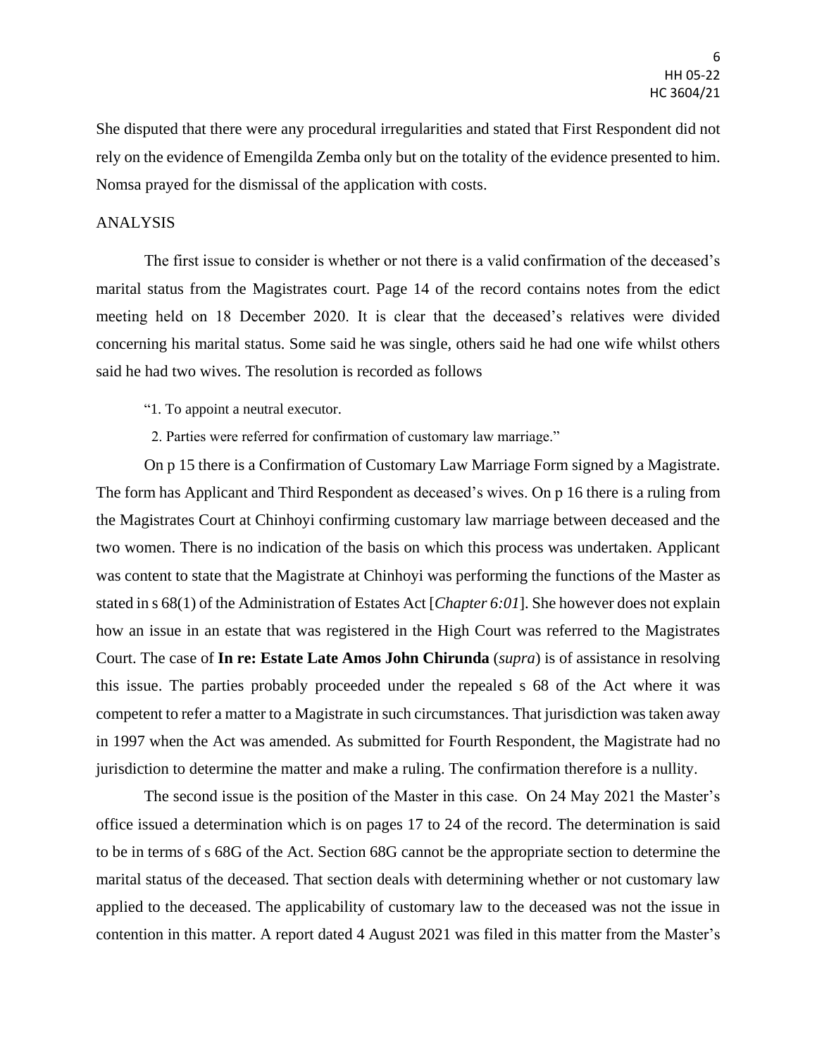She disputed that there were any procedural irregularities and stated that First Respondent did not rely on the evidence of Emengilda Zemba only but on the totality of the evidence presented to him. Nomsa prayed for the dismissal of the application with costs.

## ANALYSIS

The first issue to consider is whether or not there is a valid confirmation of the deceased's marital status from the Magistrates court. Page 14 of the record contains notes from the edict meeting held on 18 December 2020. It is clear that the deceased's relatives were divided concerning his marital status. Some said he was single, others said he had one wife whilst others said he had two wives. The resolution is recorded as follows

> "1. To appoint a neutral executor.
>
> 2. Parties were referred for confirmation of customary law marriage."

On p 15 there is a Confirmation of Customary Law Marriage Form signed by a Magistrate. The form has Applicant and Third Respondent as deceased's wives. On p 16 there is a ruling from the Magistrates Court at Chinhoyi confirming customary law marriage between deceased and the two women. There is no indication of the basis on which this process was undertaken. Applicant was content to state that the Magistrate at Chinhoyi was performing the functions of the Master as stated in s 68(1) of the Administration of Estates Act [*Chapter 6:01*]. She however does not explain how an issue in an estate that was registered in the High Court was referred to the Magistrates Court. The case of **In re: Estate Late Amos John Chirunda** (*supra*) is of assistance in resolving this issue. The parties probably proceeded under the repealed s 68 of the Act where it was competent to refer a matter to a Magistrate in such circumstances. That jurisdiction was taken away in 1997 when the Act was amended. As submitted for Fourth Respondent, the Magistrate had no jurisdiction to determine the matter and make a ruling. The confirmation therefore is a nullity.

The second issue is the position of the Master in this case. On 24 May 2021 the Master's office issued a determination which is on pages 17 to 24 of the record. The determination is said to be in terms of s 68G of the Act. Section 68G cannot be the appropriate section to determine the marital status of the deceased. That section deals with determining whether or not customary law applied to the deceased. The applicability of customary law to the deceased was not the issue in contention in this matter. A report dated 4 August 2021 was filed in this matter from the Master's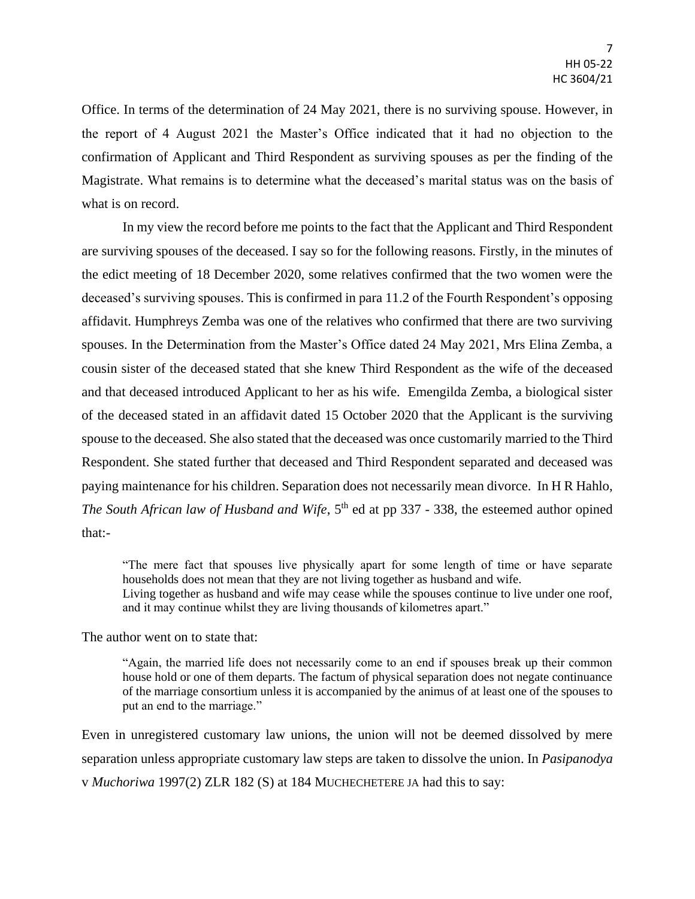Office. In terms of the determination of 24 May 2021, there is no surviving spouse. However, in the report of 4 August 2021 the Master's Office indicated that it had no objection to the confirmation of Applicant and Third Respondent as surviving spouses as per the finding of the Magistrate. What remains is to determine what the deceased's marital status was on the basis of what is on record.

In my view the record before me points to the fact that the Applicant and Third Respondent are surviving spouses of the deceased. I say so for the following reasons. Firstly, in the minutes of the edict meeting of 18 December 2020, some relatives confirmed that the two women were the deceased's surviving spouses. This is confirmed in para 11.2 of the Fourth Respondent's opposing affidavit. Humphreys Zemba was one of the relatives who confirmed that there are two surviving spouses. In the Determination from the Master's Office dated 24 May 2021, Mrs Elina Zemba, a cousin sister of the deceased stated that she knew Third Respondent as the wife of the deceased and that deceased introduced Applicant to her as his wife. Emengilda Zemba, a biological sister of the deceased stated in an affidavit dated 15 October 2020 that the Applicant is the surviving spouse to the deceased. She also stated that the deceased was once customarily married to the Third Respondent. She stated further that deceased and Third Respondent separated and deceased was paying maintenance for his children. Separation does not necessarily mean divorce. In H R Hahlo, *The South African law of Husband and Wife*, 5th ed at pp 337 - 338, the esteemed author opined that:-

> "The mere fact that spouses live physically apart for some length of time or have separate households does not mean that they are not living together as husband and wife.
> Living together as husband and wife may cease while the spouses continue to live under one roof, and it may continue whilst they are living thousands of kilometres apart."

The author went on to state that:

> "Again, the married life does not necessarily come to an end if spouses break up their common house hold or one of them departs. The factum of physical separation does not negate continuance of the marriage consortium unless it is accompanied by the animus of at least one of the spouses to put an end to the marriage."

Even in unregistered customary law unions, the union will not be deemed dissolved by mere separation unless appropriate customary law steps are taken to dissolve the union. In *Pasipanodya* v *Muchoriwa* 1997(2) ZLR 182 (S) at 184 MUCHECHETERE JA had this to say: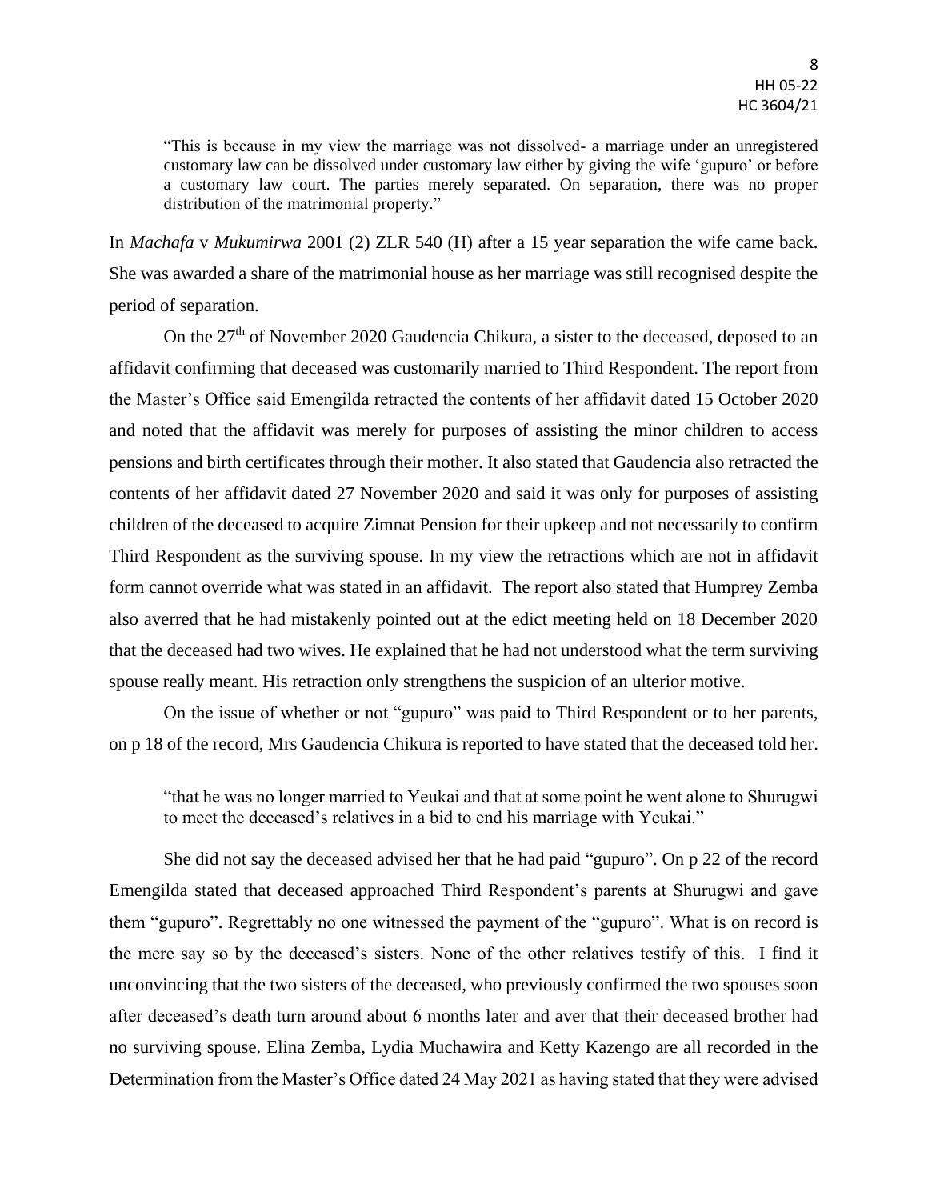> "This is because in my view the marriage was not dissolved- a marriage under an unregistered customary law can be dissolved under customary law either by giving the wife 'gupuro' or before a customary law court. The parties merely separated. On separation, there was no proper distribution of the matrimonial property."

In *Machafa* v *Mukumirwa* 2001 (2) ZLR 540 (H) after a 15 year separation the wife came back. She was awarded a share of the matrimonial house as her marriage was still recognised despite the period of separation.

On the 27th of November 2020 Gaudencia Chikura, a sister to the deceased, deposed to an affidavit confirming that deceased was customarily married to Third Respondent. The report from the Master's Office said Emengilda retracted the contents of her affidavit dated 15 October 2020 and noted that the affidavit was merely for purposes of assisting the minor children to access pensions and birth certificates through their mother. It also stated that Gaudencia also retracted the contents of her affidavit dated 27 November 2020 and said it was only for purposes of assisting children of the deceased to acquire Zimnat Pension for their upkeep and not necessarily to confirm Third Respondent as the surviving spouse. In my view the retractions which are not in affidavit form cannot override what was stated in an affidavit. The report also stated that Humprey Zemba also averred that he had mistakenly pointed out at the edict meeting held on 18 December 2020 that the deceased had two wives. He explained that he had not understood what the term surviving spouse really meant. His retraction only strengthens the suspicion of an ulterior motive.

On the issue of whether or not "gupuro" was paid to Third Respondent or to her parents, on p 18 of the record, Mrs Gaudencia Chikura is reported to have stated that the deceased told her.

> "that he was no longer married to Yeukai and that at some point he went alone to Shurugwi to meet the deceased's relatives in a bid to end his marriage with Yeukai."

She did not say the deceased advised her that he had paid "gupuro". On p 22 of the record Emengilda stated that deceased approached Third Respondent's parents at Shurugwi and gave them "gupuro". Regrettably no one witnessed the payment of the "gupuro". What is on record is the mere say so by the deceased's sisters. None of the other relatives testify of this. I find it unconvincing that the two sisters of the deceased, who previously confirmed the two spouses soon after deceased's death turn around about 6 months later and aver that their deceased brother had no surviving spouse. Elina Zemba, Lydia Muchawira and Ketty Kazengo are all recorded in the Determination from the Master's Office dated 24 May 2021 as having stated that they were advised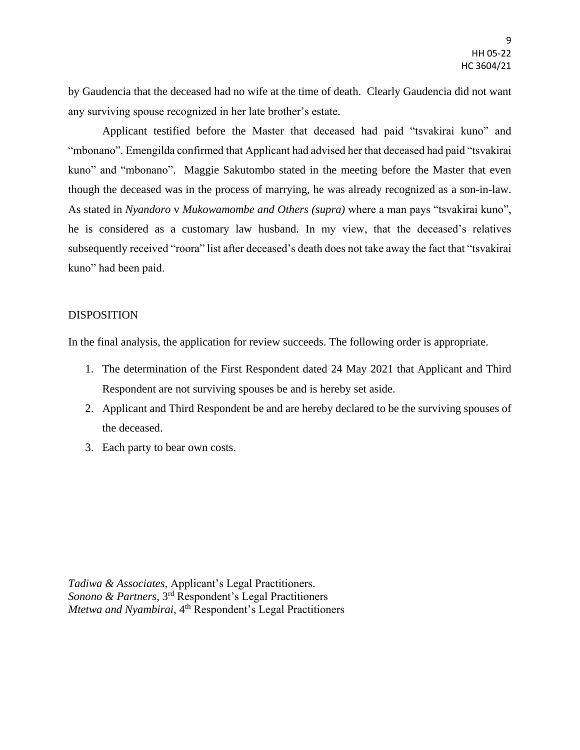by Gaudencia that the deceased had no wife at the time of death. Clearly Gaudencia did not want any surviving spouse recognized in her late brother's estate.

Applicant testified before the Master that deceased had paid "tsvakirai kuno" and "mbonano". Emengilda confirmed that Applicant had advised her that deceased had paid "tsvakirai kuno" and "mbonano". Maggie Sakutombo stated in the meeting before the Master that even though the deceased was in the process of marrying, he was already recognized as a son-in-law. As stated in *Nyandoro* v *Mukowamombe and Others (supra)* where a man pays "tsvakirai kuno", he is considered as a customary law husband. In my view, that the deceased's relatives subsequently received "roora" list after deceased's death does not take away the fact that "tsvakirai kuno" had been paid.

## DISPOSITION

In the final analysis, the application for review succeeds. The following order is appropriate.

1. The determination of the First Respondent dated 24 May 2021 that Applicant and Third Respondent are not surviving spouses be and is hereby set aside.
2. Applicant and Third Respondent be and are hereby declared to be the surviving spouses of the deceased.
3. Each party to bear own costs.

*Tadiwa & Associates*, Applicant's Legal Practitioners.
*Sonono & Partners*, 3rd Respondent's Legal Practitioners
*Mtetwa and Nyambirai*, 4th Respondent's Legal Practitioners